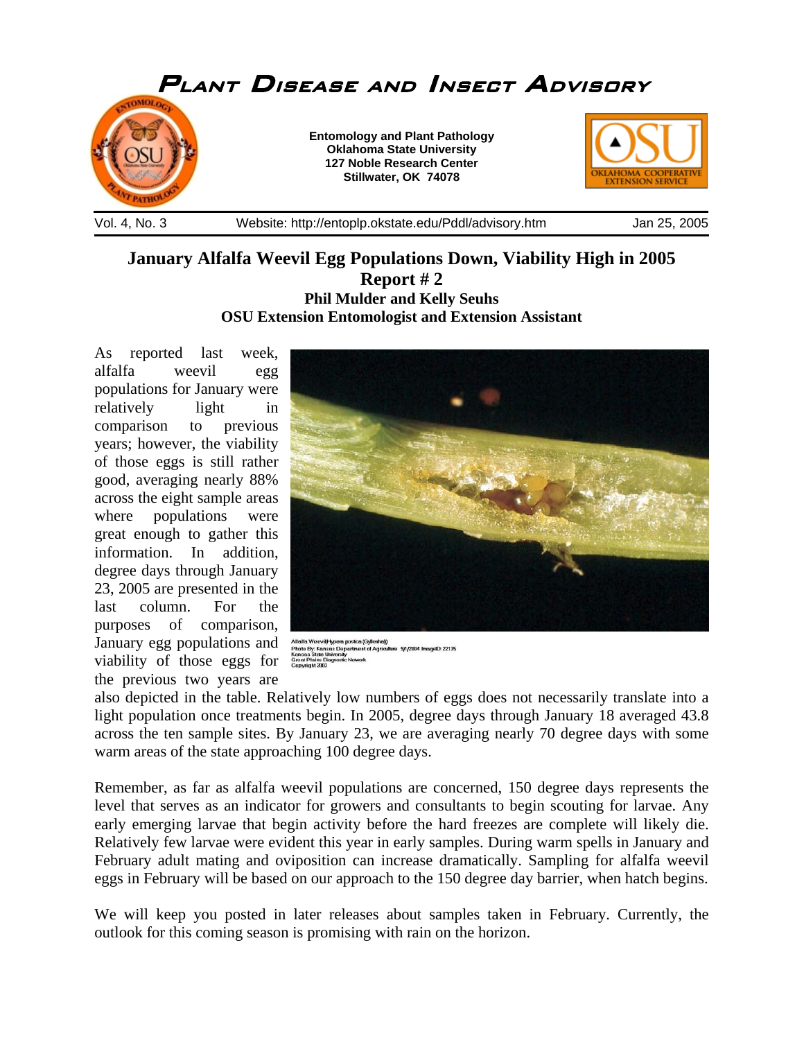# Plant Disease and Insect Advisory

**Entomology and Plant Pathology**
**Oklahoma State University**
**127 Noble Research Center**
**Stillwater, OK 74078**

Vol. 4, No. 3 — Website: http://entoplp.okstate.edu/Pddl/advisory.htm — Jan 25, 2005

## January Alfalfa Weevil Egg Populations Down, Viability High in 2005
## Report # 2

**Phil Mulder and Kelly Seuhs**
**OSU Extension Entomologist and Extension Assistant**

Alfalfa Weevil(Hypera postica (Gyllenhal))
Photo By: Kansas Department of Agriculture 9/1/2004 ImageID: 22135
Kansas State University
Great Plains Diagnostic Network
Copyright 2003

As reported last week, alfalfa weevil egg populations for January were relatively light in comparison to previous years; however, the viability of those eggs is still rather good, averaging nearly 88% across the eight sample areas where populations were great enough to gather this information. In addition, degree days through January 23, 2005 are presented in the last column. For the purposes of comparison, January egg populations and viability of those eggs for the previous two years are also depicted in the table. Relatively low numbers of eggs does not necessarily translate into a light population once treatments begin. In 2005, degree days through January 18 averaged 43.8 across the ten sample sites. By January 23, we are averaging nearly 70 degree days with some warm areas of the state approaching 100 degree days.

Remember, as far as alfalfa weevil populations are concerned, 150 degree days represents the level that serves as an indicator for growers and consultants to begin scouting for larvae. Any early emerging larvae that begin activity before the hard freezes are complete will likely die. Relatively few larvae were evident this year in early samples. During warm spells in January and February adult mating and oviposition can increase dramatically. Sampling for alfalfa weevil eggs in February will be based on our approach to the 150 degree day barrier, when hatch begins.

We will keep you posted in later releases about samples taken in February. Currently, the outlook for this coming season is promising with rain on the horizon.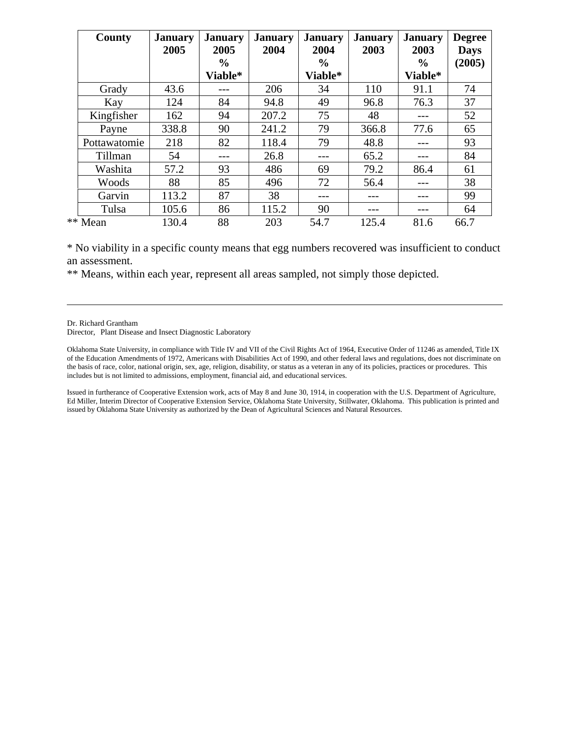| County | January 2005 | January 2005 % Viable* | January 2004 | January 2004 % Viable* | January 2003 | January 2003 % Viable* | Degree Days (2005) |
|---|---|---|---|---|---|---|---|
| Grady | 43.6 | --- | 206 | 34 | 110 | 91.1 | 74 |
| Kay | 124 | 84 | 94.8 | 49 | 96.8 | 76.3 | 37 |
| Kingfisher | 162 | 94 | 207.2 | 75 | 48 | --- | 52 |
| Payne | 338.8 | 90 | 241.2 | 79 | 366.8 | 77.6 | 65 |
| Pottawatomie | 218 | 82 | 118.4 | 79 | 48.8 | --- | 93 |
| Tillman | 54 | --- | 26.8 | --- | 65.2 | --- | 84 |
| Washita | 57.2 | 93 | 486 | 69 | 79.2 | 86.4 | 61 |
| Woods | 88 | 85 | 496 | 72 | 56.4 | --- | 38 |
| Garvin | 113.2 | 87 | 38 | --- | --- | --- | 99 |
| Tulsa | 105.6 | 86 | 115.2 | 90 | --- | --- | 64 |
| ** Mean | 130.4 | 88 | 203 | 54.7 | 125.4 | 81.6 | 66.7 |

* No viability in a specific county means that egg numbers recovered was insufficient to conduct an assessment.

** Means, within each year, represent all areas sampled, not simply those depicted.

---

Dr. Richard Grantham
Director, Plant Disease and Insect Diagnostic Laboratory

Oklahoma State University, in compliance with Title IV and VII of the Civil Rights Act of 1964, Executive Order of 11246 as amended, Title IX of the Education Amendments of 1972, Americans with Disabilities Act of 1990, and other federal laws and regulations, does not discriminate on the basis of race, color, national origin, sex, age, religion, disability, or status as a veteran in any of its policies, practices or procedures. This includes but is not limited to admissions, employment, financial aid, and educational services.

Issued in furtherance of Cooperative Extension work, acts of May 8 and June 30, 1914, in cooperation with the U.S. Department of Agriculture, Ed Miller, Interim Director of Cooperative Extension Service, Oklahoma State University, Stillwater, Oklahoma. This publication is printed and issued by Oklahoma State University as authorized by the Dean of Agricultural Sciences and Natural Resources.